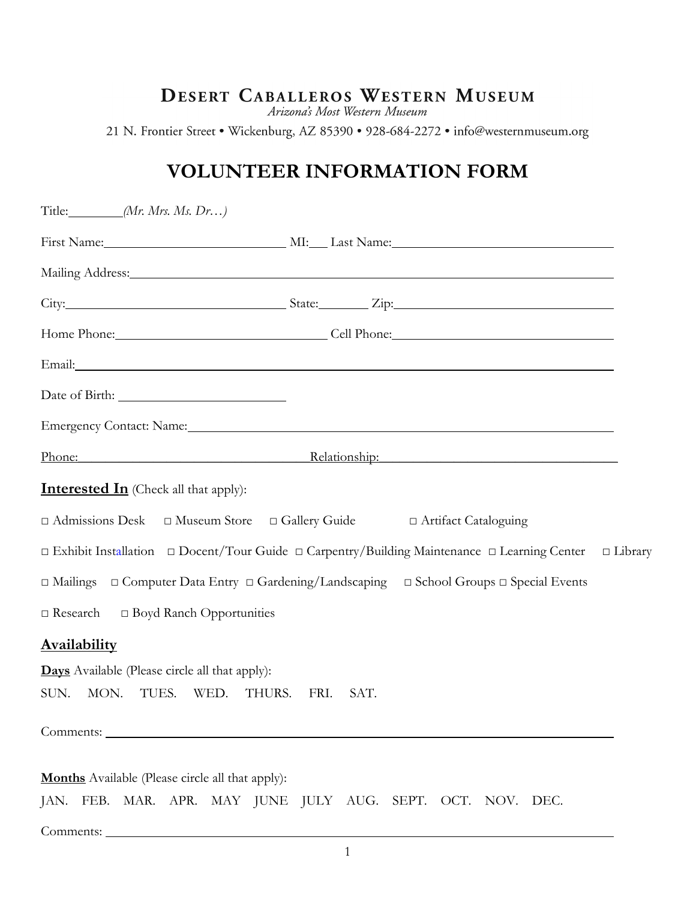# DESERT CABALLEROS WESTERN MUSEUM

*Arizona's Most Western Museum*

21 N. Frontier Street • Wickenburg, AZ 85390 • 928-684-2272 • info@westernmuseum.org

## VOLUNTEER INFORMATION FORM

Title:________ *(Mr. Mrs. Ms. Dr…)*

First Name:____________________________ MI:___ Last Name:____________________________________

Mailing Address:________________________________________________________________________

City:__________________________________ State:_______ Zip:___________________________________

Home Phone:_______________________________ Cell Phone:_______________________________

Email:_____________________________________________________________________________

Date of Birth: _______________________

Emergency Contact: Name:_____________________________________________________________

Phone:___________________________________ Relationship:_____________________________

**Interested In** (Check all that apply):

□ Admissions Desk □ Museum Store □ Gallery Guide □ Artifact Cataloguing

□ Exhibit Installation □ Docent/Tour Guide □ Carpentry/Building Maintenance □ Learning Center □ Library

□ Mailings □ Computer Data Entry □ Gardening/Landscaping □ School Groups □ Special Events

□ Research □ Boyd Ranch Opportunities

**Availability**

**Days** Available (Please circle all that apply):

SUN. MON. TUES. WED. THURS. FRI. SAT.

Comments: ____________________________________________________________________

**Months** Available (Please circle all that apply):

JAN. FEB. MAR. APR. MAY JUNE JULY AUG. SEPT. OCT. NOV. DEC.

Comments: ____________________________________________________________________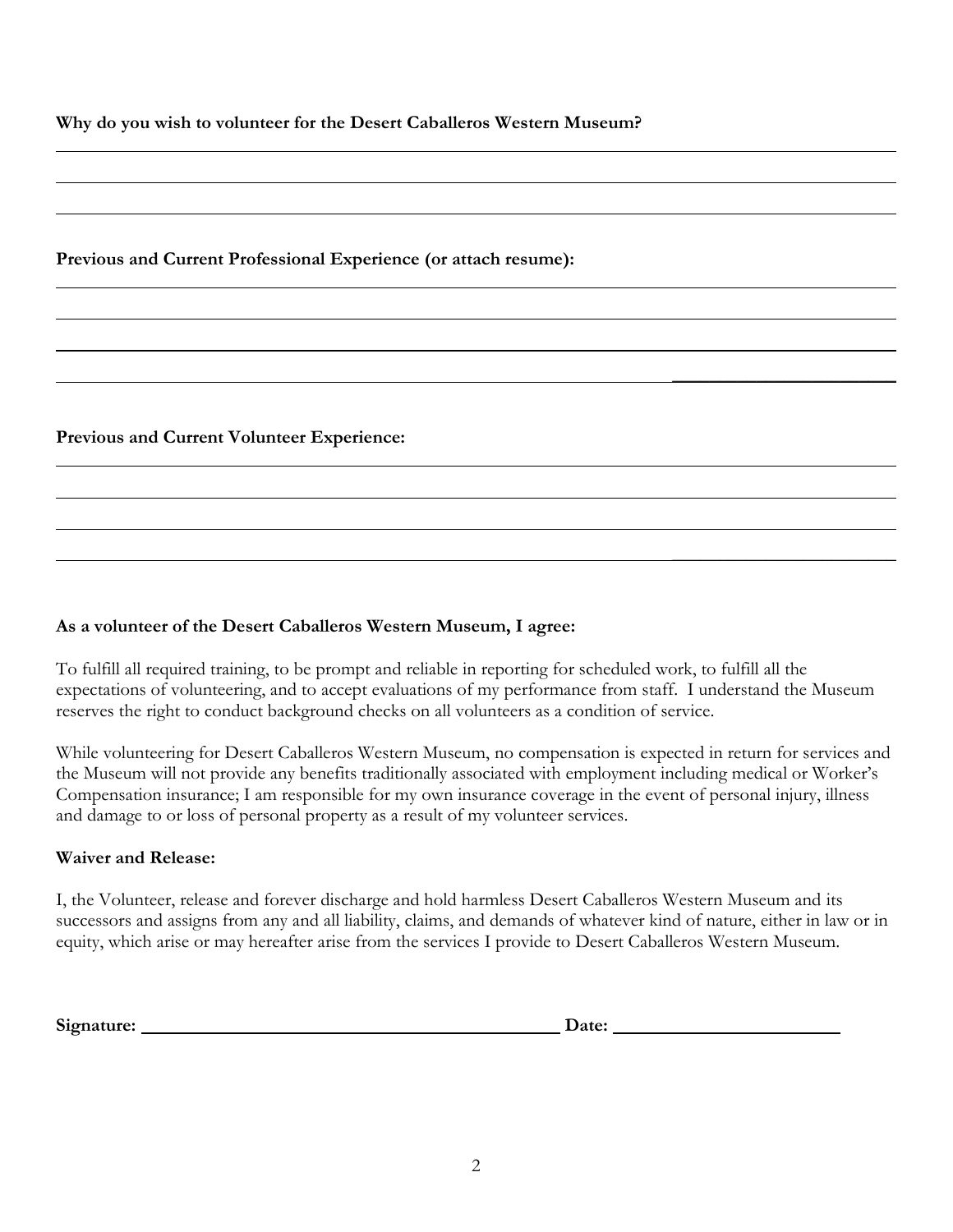**Why do you wish to volunteer for the Desert Caballeros Western Museum?**

______________________________________________________________________________

______________________________________________________________________________

______________________________________________________________________________

**Previous and Current Professional Experience (or attach resume):**

______________________________________________________________________________

______________________________________________________________________________

______________________________________________________________________________

______________________________________________________________________________

**Previous and Current Volunteer Experience:**

______________________________________________________________________________

______________________________________________________________________________

______________________________________________________________________________

______________________________________________________________________________

**As a volunteer of the Desert Caballeros Western Museum, I agree:**

To fulfill all required training, to be prompt and reliable in reporting for scheduled work, to fulfill all the expectations of volunteering, and to accept evaluations of my performance from staff. I understand the Museum reserves the right to conduct background checks on all volunteers as a condition of service.

While volunteering for Desert Caballeros Western Museum, no compensation is expected in return for services and the Museum will not provide any benefits traditionally associated with employment including medical or Worker's Compensation insurance; I am responsible for my own insurance coverage in the event of personal injury, illness and damage to or loss of personal property as a result of my volunteer services.

**Waiver and Release:**

I, the Volunteer, release and forever discharge and hold harmless Desert Caballeros Western Museum and its successors and assigns from any and all liability, claims, and demands of whatever kind of nature, either in law or in equity, which arise or may hereafter arise from the services I provide to Desert Caballeros Western Museum.

**Signature:** ______________________________________ **Date:** ____________________